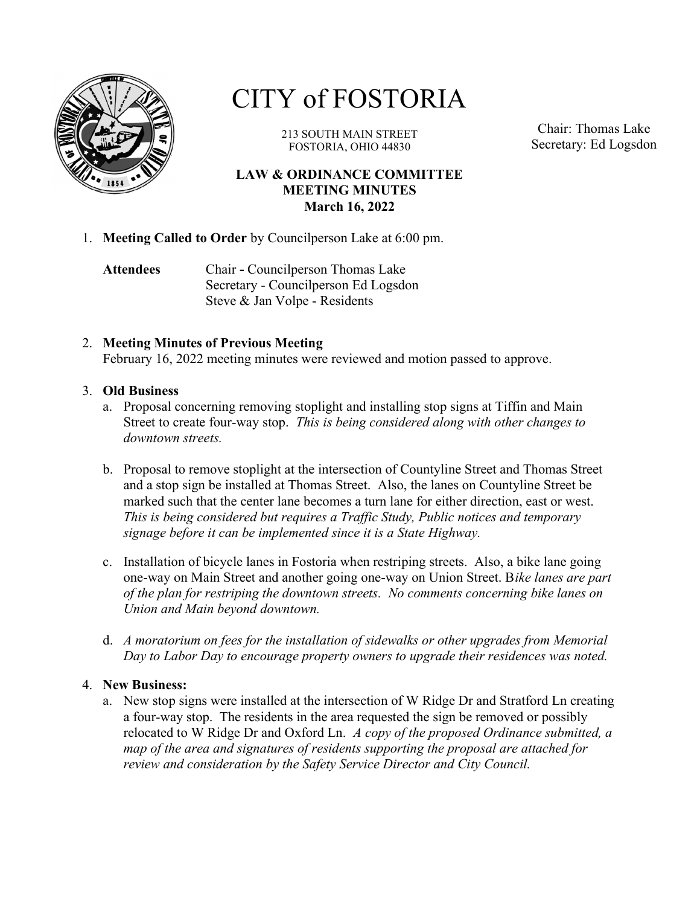# CITY of FOSTORIA

213 SOUTH MAIN STREET
FOSTORIA, OHIO 44830

Chair: Thomas Lake
Secretary: Ed Logsdon

## LAW & ORDINANCE COMMITTEE MEETING MINUTES
**March 16, 2022**

1. **Meeting Called to Order** by Councilperson Lake at 6:00 pm.

   **Attendees** Chair **-** Councilperson Thomas Lake
   Secretary - Councilperson Ed Logsdon
   Steve & Jan Volpe - Residents

2. **Meeting Minutes of Previous Meeting**
   February 16, 2022 meeting minutes were reviewed and motion passed to approve.

3. **Old Business**
   a. Proposal concerning removing stoplight and installing stop signs at Tiffin and Main Street to create four-way stop. *This is being considered along with other changes to downtown streets.*

   b. Proposal to remove stoplight at the intersection of Countyline Street and Thomas Street and a stop sign be installed at Thomas Street. Also, the lanes on Countyline Street be marked such that the center lane becomes a turn lane for either direction, east or west. *This is being considered but requires a Traffic Study, Public notices and temporary signage before it can be implemented since it is a State Highway.*

   c. Installation of bicycle lanes in Fostoria when restriping streets. Also, a bike lane going one-way on Main Street and another going one-way on Union Street. B*ike lanes are part of the plan for restriping the downtown streets. No comments concerning bike lanes on Union and Main beyond downtown.*

   d. *A moratorium on fees for the installation of sidewalks or other upgrades from Memorial Day to Labor Day to encourage property owners to upgrade their residences was noted.*

4. **New Business:**
   a. New stop signs were installed at the intersection of W Ridge Dr and Stratford Ln creating a four-way stop. The residents in the area requested the sign be removed or possibly relocated to W Ridge Dr and Oxford Ln. *A copy of the proposed Ordinance submitted, a map of the area and signatures of residents supporting the proposal are attached for review and consideration by the Safety Service Director and City Council.*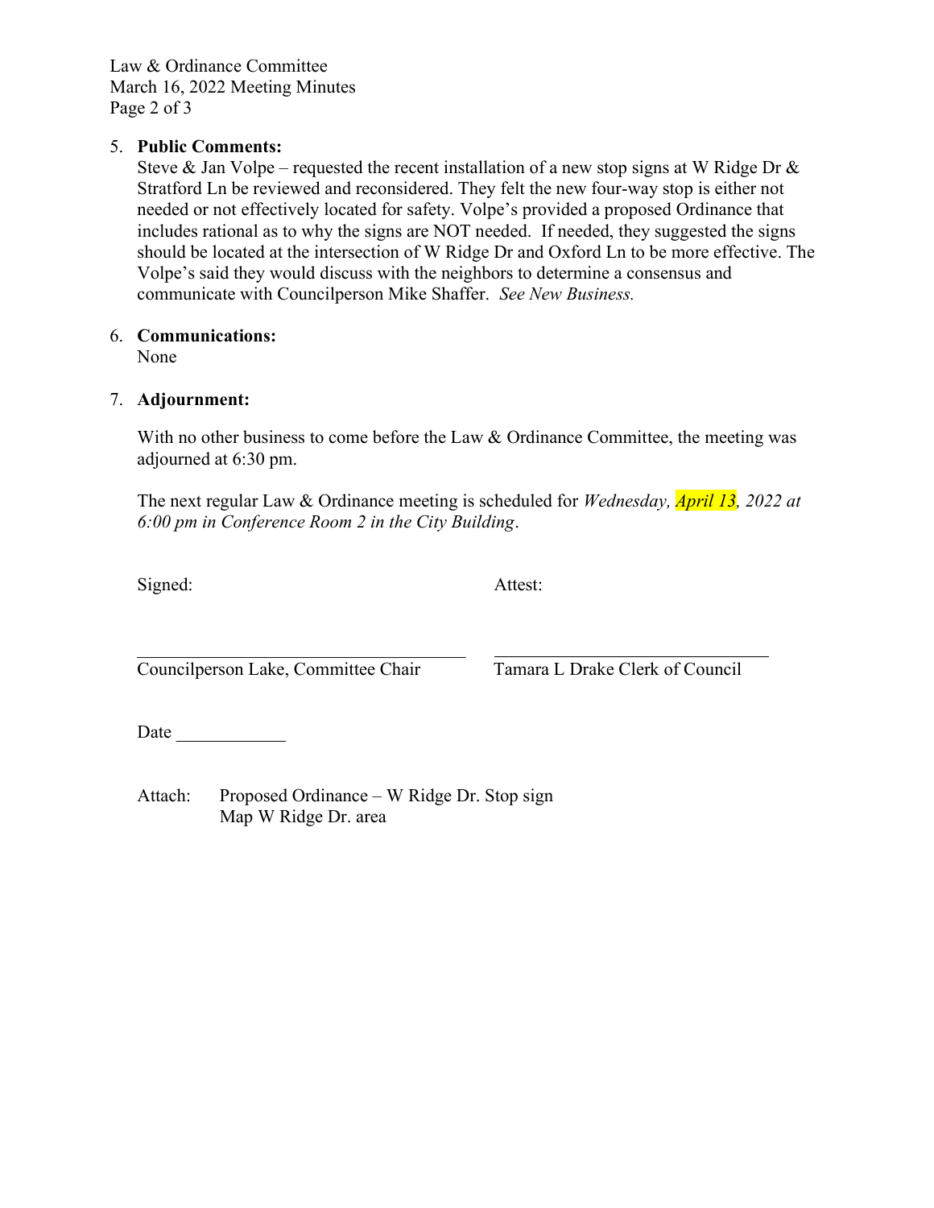5. **Public Comments:**
   Steve & Jan Volpe – requested the recent installation of a new stop signs at W Ridge Dr & Stratford Ln be reviewed and reconsidered. They felt the new four-way stop is either not needed or not effectively located for safety. Volpe's provided a proposed Ordinance that includes rational as to why the signs are NOT needed. If needed, they suggested the signs should be located at the intersection of W Ridge Dr and Oxford Ln to be more effective. The Volpe's said they would discuss with the neighbors to determine a consensus and communicate with Councilperson Mike Shaffer. *See New Business.*

6. **Communications:**
   None

7. **Adjournment:**

   With no other business to come before the Law & Ordinance Committee, the meeting was adjourned at 6:30 pm.

   The next regular Law & Ordinance meeting is scheduled for *Wednesday, April 13, 2022 at 6:00 pm in Conference Room 2 in the City Building*.

Signed: Attest:

\_\_\_\_\_\_\_\_\_\_\_\_\_\_\_\_\_\_\_\_\_\_\_\_\_\_\_\_\_\_ \_\_\_\_\_\_\_\_\_\_\_\_\_\_\_\_\_\_\_\_\_\_\_\_\_\_\_\_\_\_

Councilperson Lake, Committee Chair Tamara L Drake Clerk of Council

Date \_\_\_\_\_\_\_\_\_\_\_\_

Attach: Proposed Ordinance – W Ridge Dr. Stop sign
Map W Ridge Dr. area